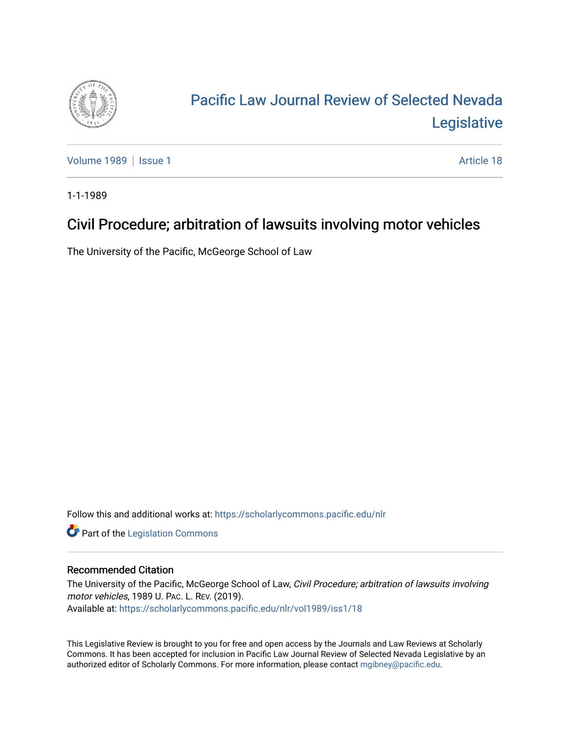# Pacific Law Journal Review of Selected Nevada Legislative

Volume 1989 | Issue 1 Article 18

1-1-1989

## Civil Procedure; arbitration of lawsuits involving motor vehicles

The University of the Pacific, McGeorge School of Law

Follow this and additional works at: https://scholarlycommons.pacific.edu/nlr

Part of the Legislation Commons

### Recommended Citation

The University of the Pacific, McGeorge School of Law, *Civil Procedure; arbitration of lawsuits involving motor vehicles*, 1989 U. PAC. L. REV. (2019).
Available at: https://scholarlycommons.pacific.edu/nlr/vol1989/iss1/18

This Legislative Review is brought to you for free and open access by the Journals and Law Reviews at Scholarly Commons. It has been accepted for inclusion in Pacific Law Journal Review of Selected Nevada Legislative by an authorized editor of Scholarly Commons. For more information, please contact mgibney@pacific.edu.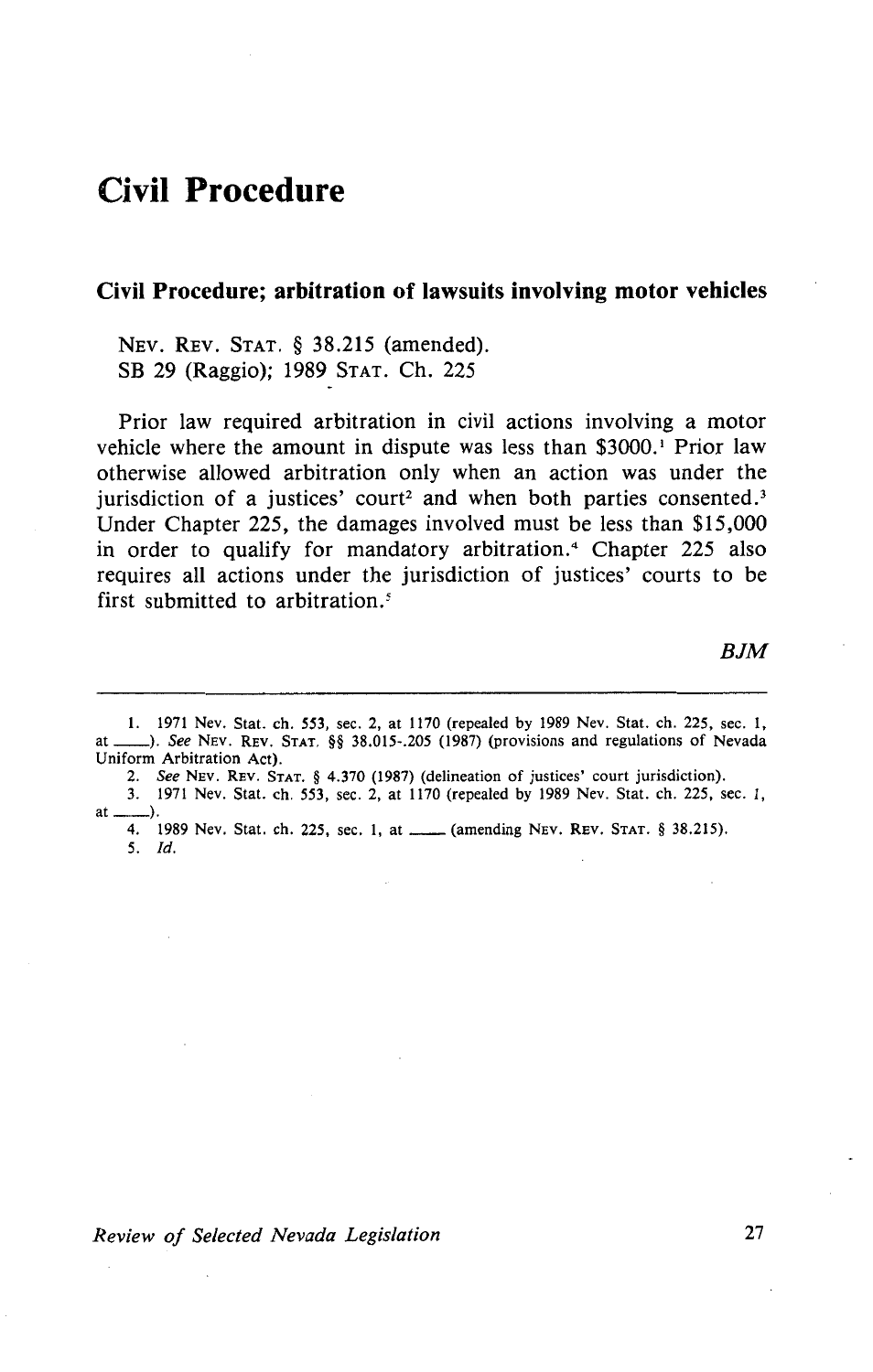# Civil Procedure

## Civil Procedure; arbitration of lawsuits involving motor vehicles

NEV. REV. STAT. § 38.215 (amended).
SB 29 (Raggio); 1989 STAT. Ch. 225

Prior law required arbitration in civil actions involving a motor vehicle where the amount in dispute was less than $3000.[1] Prior law otherwise allowed arbitration only when an action was under the jurisdiction of a justices' court[2] and when both parties consented.[3] Under Chapter 225, the damages involved must be less than $15,000 in order to qualify for mandatory arbitration.[4] Chapter 225 also requires all actions under the jurisdiction of justices' courts to be first submitted to arbitration.[5]

*BJM*

---

1. 1971 Nev. Stat. ch. 553, sec. 2, at 1170 (repealed by 1989 Nev. Stat. ch. 225, sec. 1, at ___). *See* NEV. REV. STAT. §§ 38.015-.205 (1987) (provisions and regulations of Nevada Uniform Arbitration Act).
2. *See* NEV. REV. STAT. § 4.370 (1987) (delineation of justices' court jurisdiction).
3. 1971 Nev. Stat. ch. 553, sec. 2, at 1170 (repealed by 1989 Nev. Stat. ch. 225, sec. 1, at ___).
4. 1989 Nev. Stat. ch. 225, sec. 1, at ___ (amending NEV. REV. STAT. § 38.215).
5. *Id.*